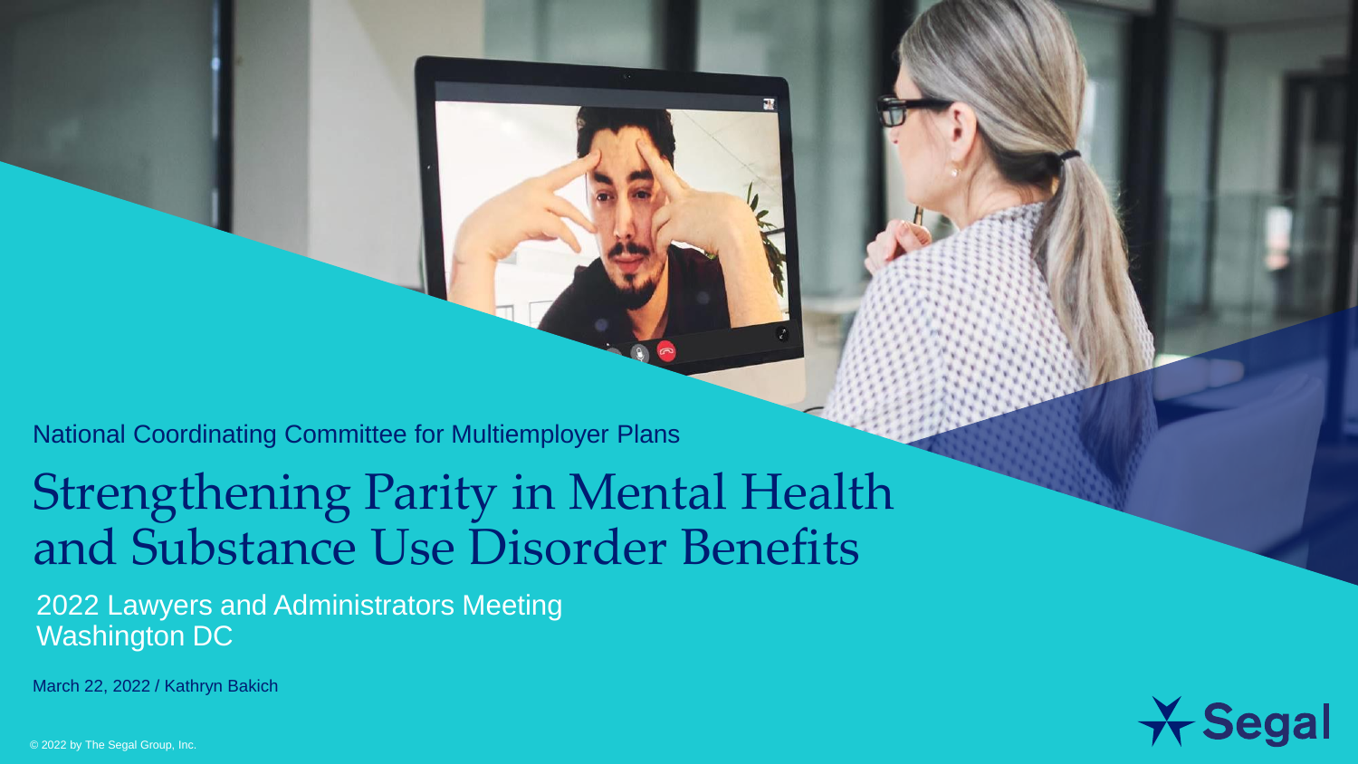National Coordinating Committee for Multiemployer Plans

# Strengthening Parity in Mental Health and Substance Use Disorder Benefits

2022 Lawyers and Administrators Meeting
Washington DC

March 22, 2022 / Kathryn Bakich

© 2022 by The Segal Group, Inc.

Segal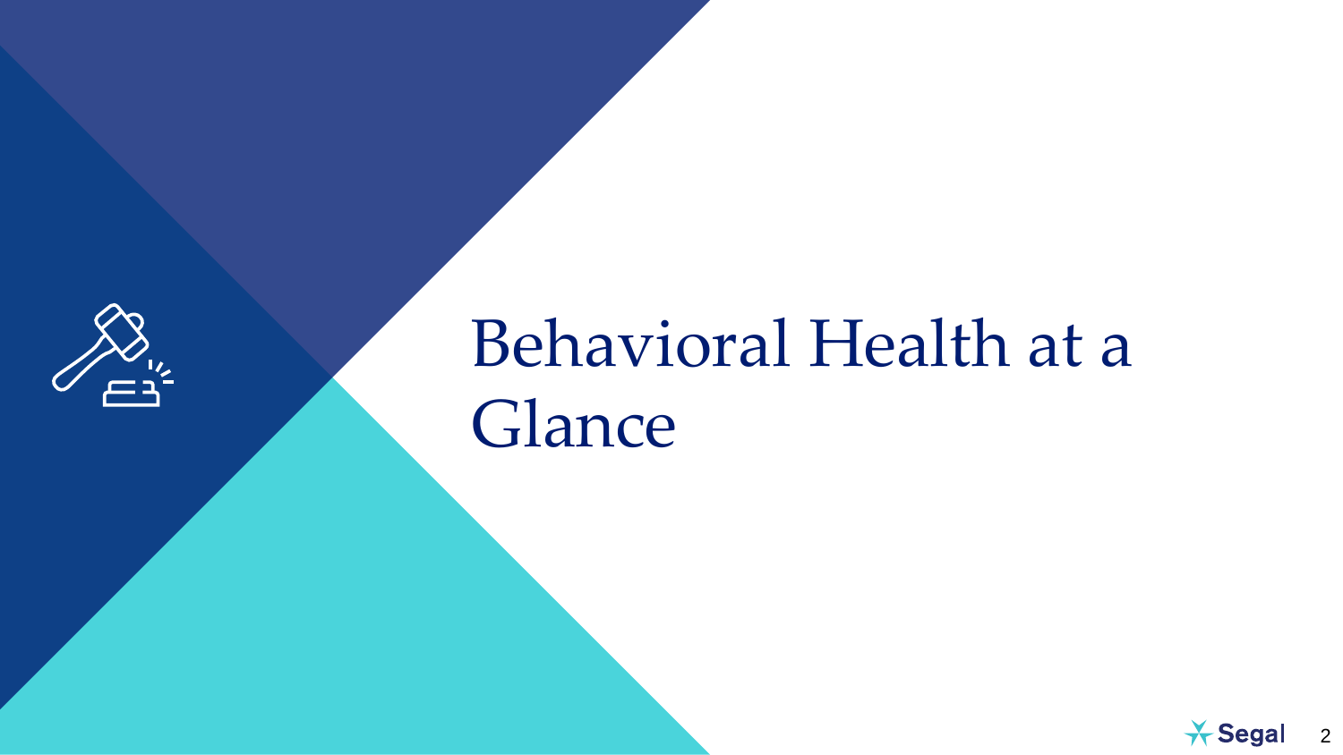# Behavioral Health at a Glance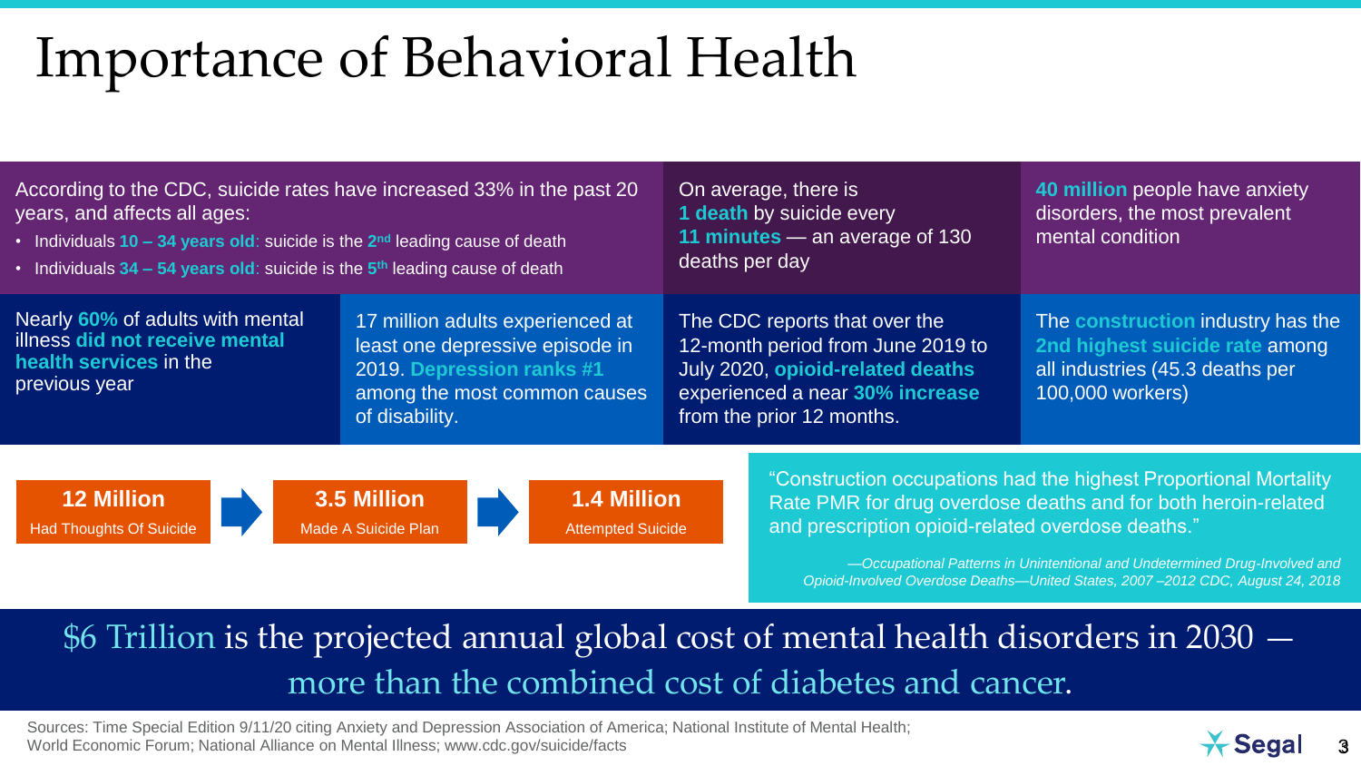# Importance of Behavioral Health

According to the CDC, suicide rates have increased 33% in the past 20 years, and affects all ages:

- Individuals **10 – 34 years old**: suicide is the **2nd** leading cause of death
- Individuals **34 – 54 years old**: suicide is the **5th** leading cause of death

On average, there is **1 death** by suicide every **11 minutes** — an average of 130 deaths per day

**40 million** people have anxiety disorders, the most prevalent mental condition

Nearly **60%** of adults with mental illness **did not receive mental health services** in the previous year

17 million adults experienced at least one depressive episode in 2019. **Depression ranks #1** among the most common causes of disability.

The CDC reports that over the 12-month period from June 2019 to July 2020, **opioid-related deaths** experienced a near **30% increase** from the prior 12 months.

The **construction** industry has the **2nd highest suicide rate** among all industries (45.3 deaths per 100,000 workers)

**12 Million** Had Thoughts Of Suicide → **3.5 Million** Made A Suicide Plan → **1.4 Million** Attempted Suicide

"Construction occupations had the highest Proportional Mortality Rate PMR for drug overdose deaths and for both heroin-related and prescription opioid-related overdose deaths."

*—Occupational Patterns in Unintentional and Undetermined Drug-Involved and Opioid-Involved Overdose Deaths—United States, 2007 –2012 CDC, August 24, 2018*

**$6 Trillion** is the projected annual global cost of mental health disorders in 2030 — more than the combined cost of diabetes and cancer.

Sources: Time Special Edition 9/11/20 citing Anxiety and Depression Association of America; National Institute of Mental Health; World Economic Forum; National Alliance on Mental Illness; www.cdc.gov/suicide/facts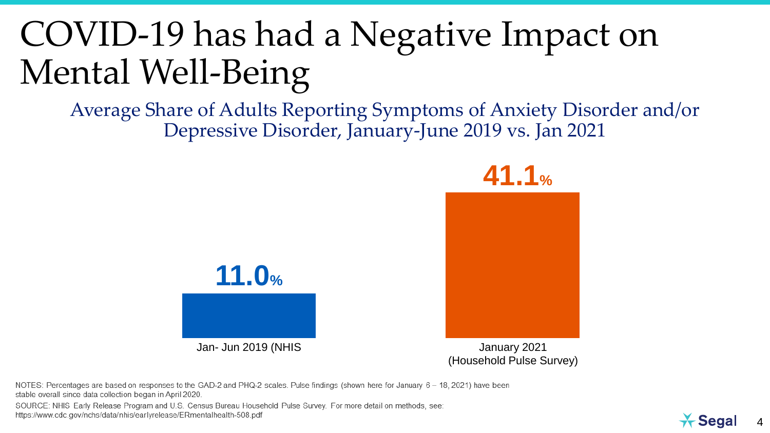# COVID-19 has had a Negative Impact on Mental Well-Being

## Average Share of Adults Reporting Symptoms of Anxiety Disorder and/or Depressive Disorder, January-June 2019 vs. Jan 2021

| Period | Share |
|---|---|
| Jan- Jun 2019 (NHIS | 11.0% |
| January 2021 (Household Pulse Survey) | 41.1% |

NOTES: Percentages are based on responses to the GAD-2 and PHQ-2 scales. Pulse findings (shown here for January 6 – 18, 2021) have been stable overall since data collection began in April 2020.

SOURCE: NHIS Early Release Program and U.S. Census Bureau Household Pulse Survey. For more detail on methods, see: https://www.cdc.gov/nchs/data/nhis/earlyrelease/ERmentalhealth-508.pdf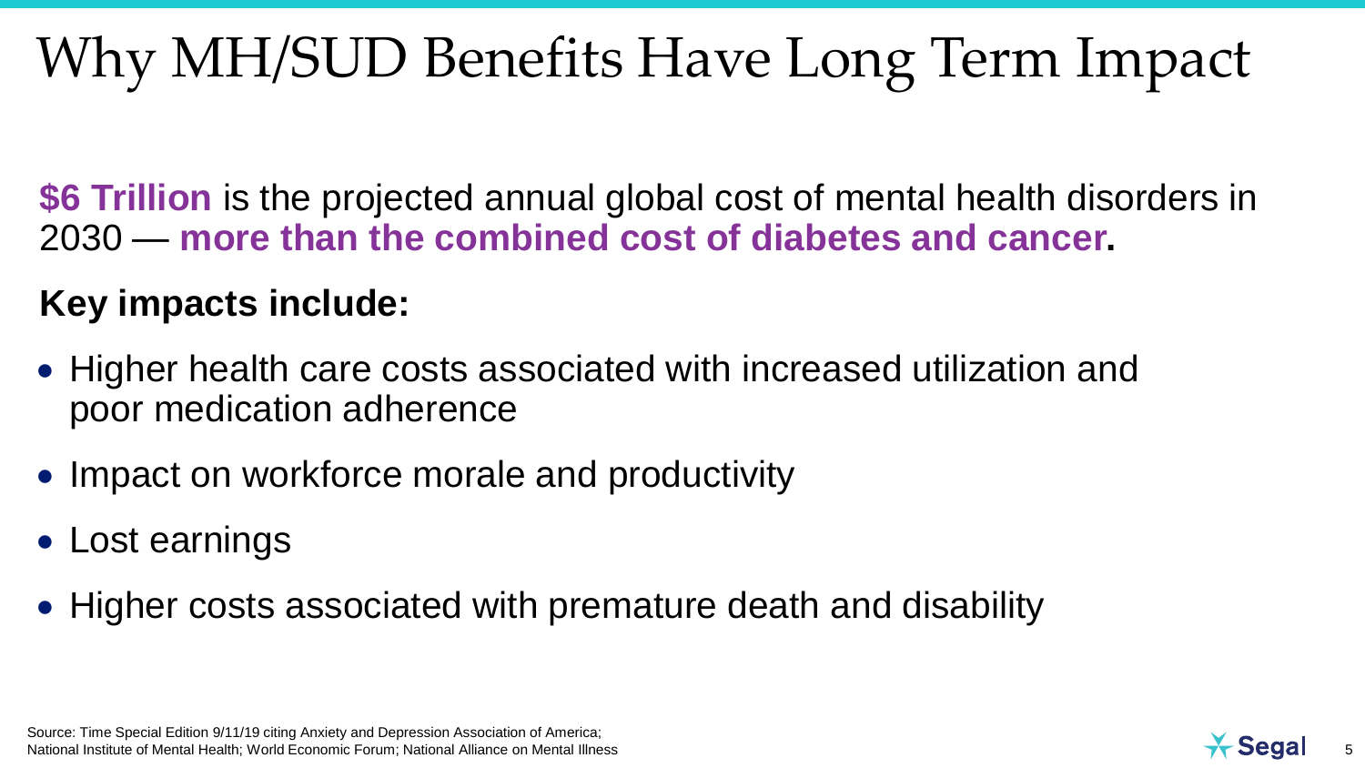# Why MH/SUD Benefits Have Long Term Impact

**$6 Trillion** is the projected annual global cost of mental health disorders in 2030 — **more than the combined cost of diabetes and cancer.**

**Key impacts include:**

- Higher health care costs associated with increased utilization and poor medication adherence
- Impact on workforce morale and productivity
- Lost earnings
- Higher costs associated with premature death and disability

Source: Time Special Edition 9/11/19 citing Anxiety and Depression Association of America; National Institute of Mental Health; World Economic Forum; National Alliance on Mental Illness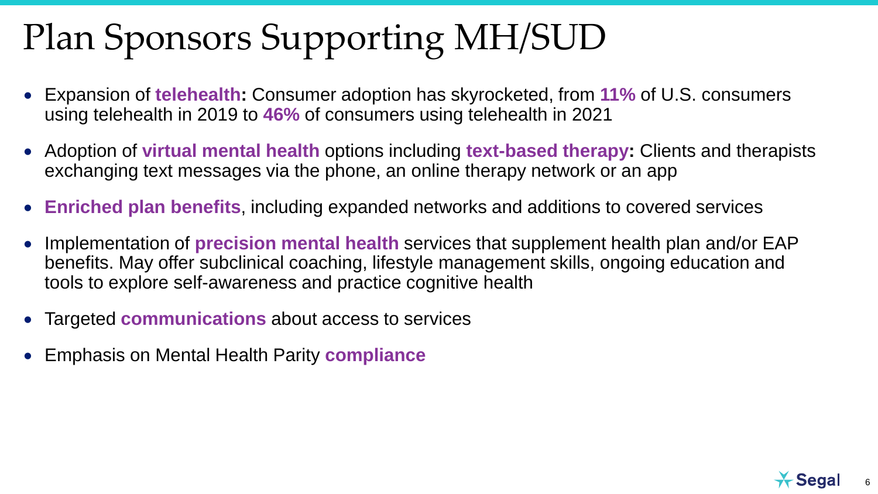# Plan Sponsors Supporting MH/SUD

- Expansion of **telehealth:** Consumer adoption has skyrocketed, from **11%** of U.S. consumers using telehealth in 2019 to **46%** of consumers using telehealth in 2021
- Adoption of **virtual mental health** options including **text-based therapy:** Clients and therapists exchanging text messages via the phone, an online therapy network or an app
- **Enriched plan benefits**, including expanded networks and additions to covered services
- Implementation of **precision mental health** services that supplement health plan and/or EAP benefits. May offer subclinical coaching, lifestyle management skills, ongoing education and tools to explore self-awareness and practice cognitive health
- Targeted **communications** about access to services
- Emphasis on Mental Health Parity **compliance**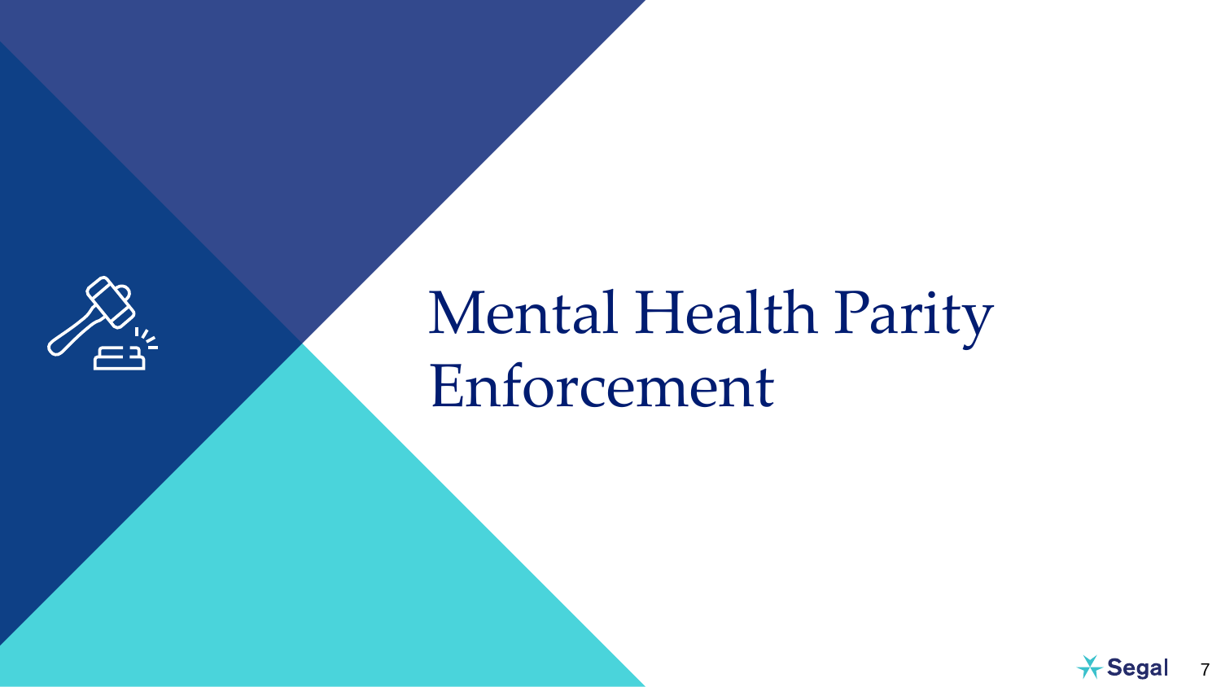# Mental Health Parity Enforcement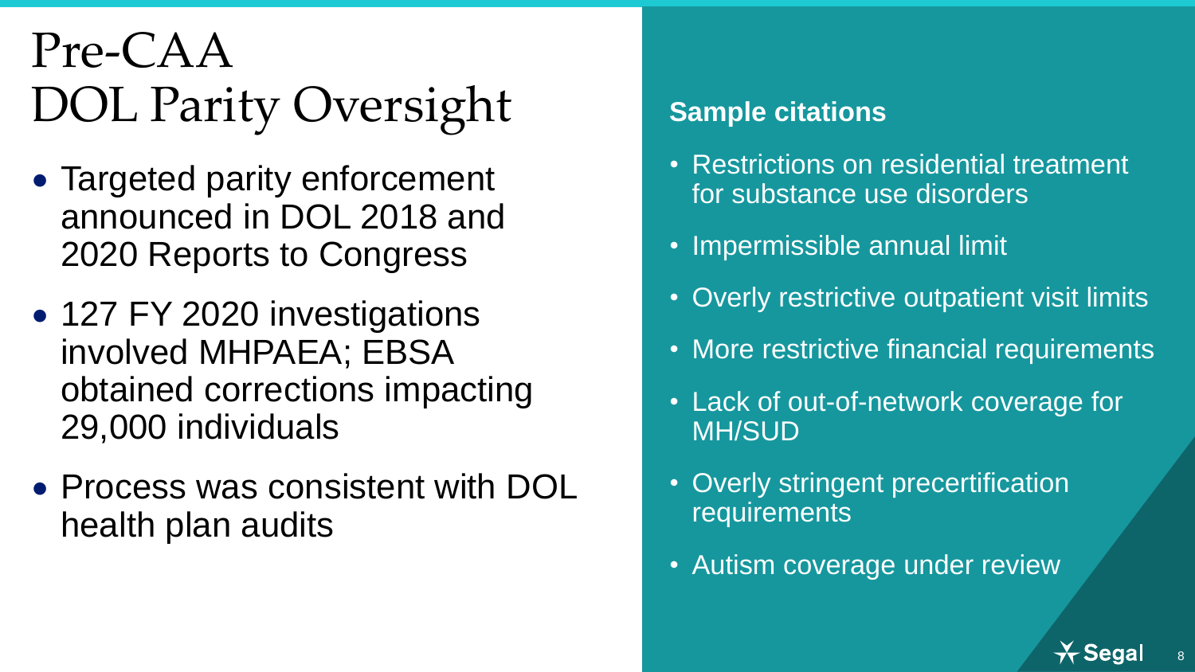# Pre-CAA DOL Parity Oversight

- Targeted parity enforcement announced in DOL 2018 and 2020 Reports to Congress
- 127 FY 2020 investigations involved MHPAEA; EBSA obtained corrections impacting 29,000 individuals
- Process was consistent with DOL health plan audits

**Sample citations**

- Restrictions on residential treatment for substance use disorders
- Impermissible annual limit
- Overly restrictive outpatient visit limits
- More restrictive financial requirements
- Lack of out-of-network coverage for MH/SUD
- Overly stringent precertification requirements
- Autism coverage under review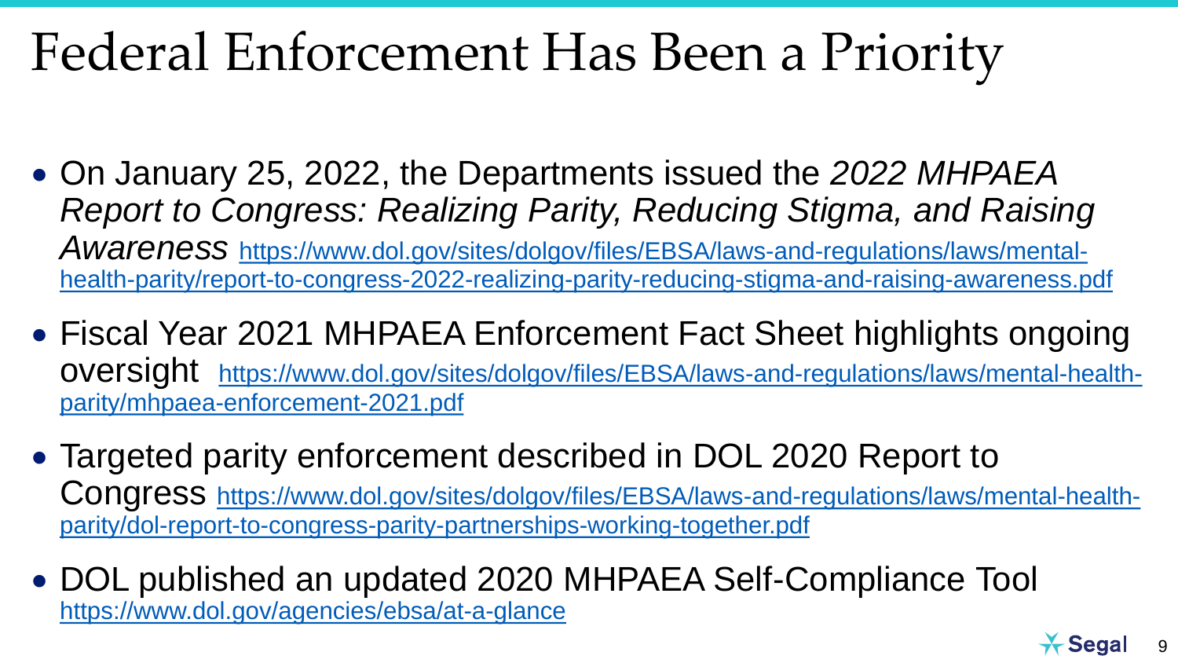# Federal Enforcement Has Been a Priority

- On January 25, 2022, the Departments issued the *2022 MHPAEA Report to Congress: Realizing Parity, Reducing Stigma, and Raising Awareness* https://www.dol.gov/sites/dolgov/files/EBSA/laws-and-regulations/laws/mental-health-parity/report-to-congress-2022-realizing-parity-reducing-stigma-and-raising-awareness.pdf
- Fiscal Year 2021 MHPAEA Enforcement Fact Sheet highlights ongoing oversight https://www.dol.gov/sites/dolgov/files/EBSA/laws-and-regulations/laws/mental-health-parity/mhpaea-enforcement-2021.pdf
- Targeted parity enforcement described in DOL 2020 Report to Congress https://www.dol.gov/sites/dolgov/files/EBSA/laws-and-regulations/laws/mental-health-parity/dol-report-to-congress-parity-partnerships-working-together.pdf
- DOL published an updated 2020 MHPAEA Self-Compliance Tool https://www.dol.gov/agencies/ebsa/at-a-glance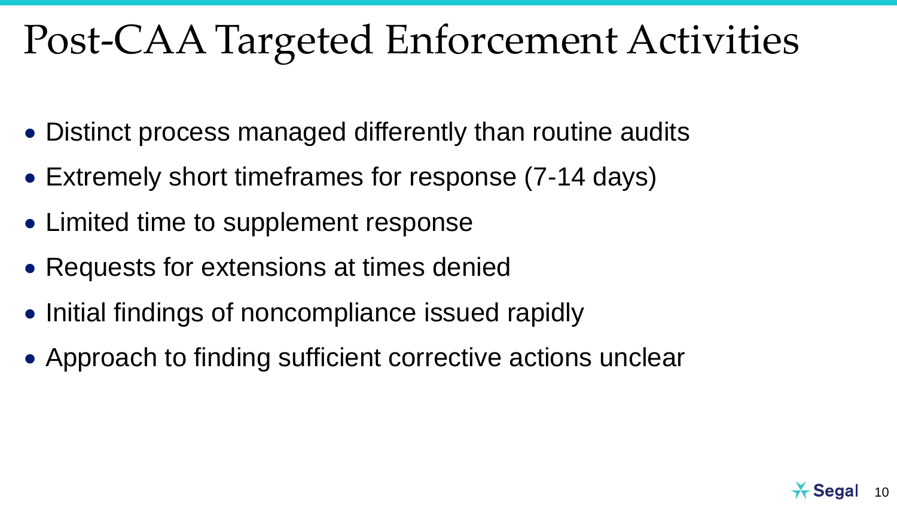# Post-CAA Targeted Enforcement Activities

- Distinct process managed differently than routine audits
- Extremely short timeframes for response (7-14 days)
- Limited time to supplement response
- Requests for extensions at times denied
- Initial findings of noncompliance issued rapidly
- Approach to finding sufficient corrective actions unclear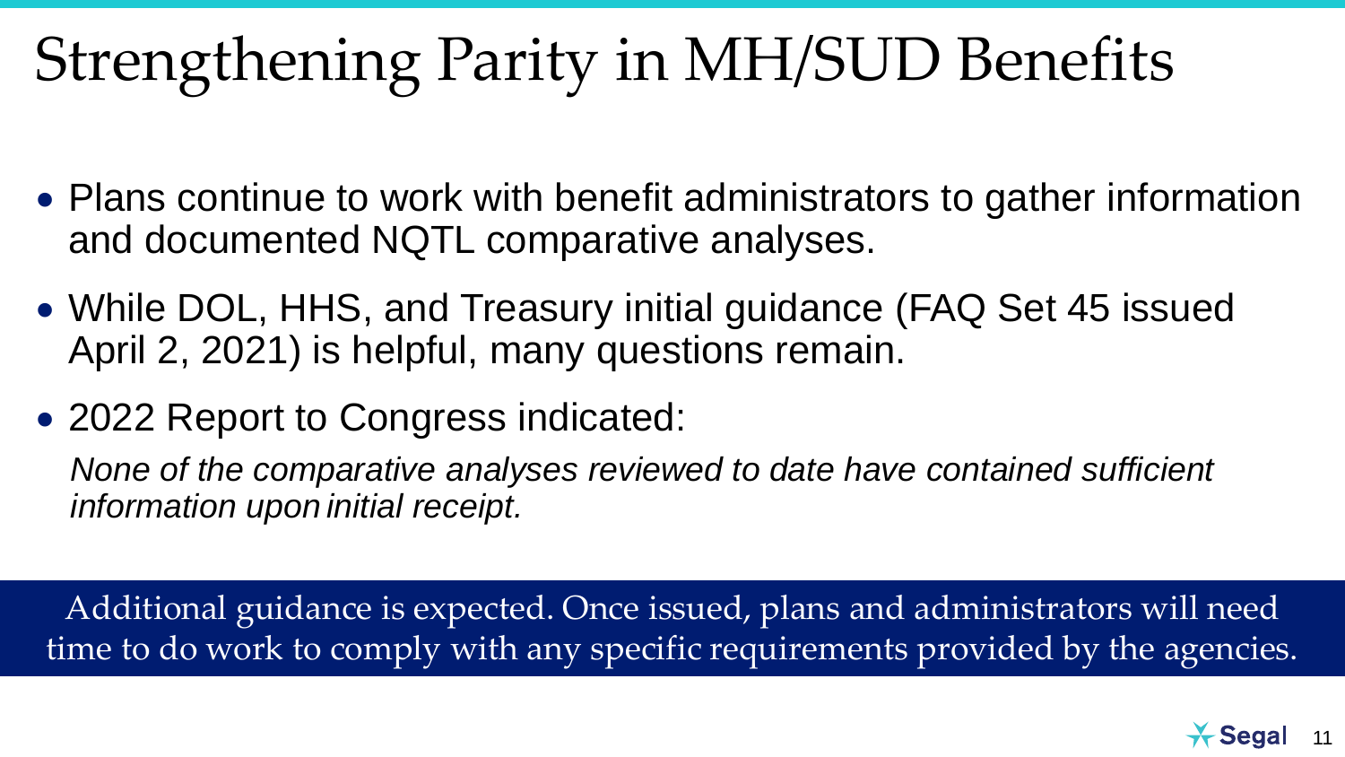# Strengthening Parity in MH/SUD Benefits

- Plans continue to work with benefit administrators to gather information and documented NQTL comparative analyses.
- While DOL, HHS, and Treasury initial guidance (FAQ Set 45 issued April 2, 2021) is helpful, many questions remain.
- 2022 Report to Congress indicated:

  *None of the comparative analyses reviewed to date have contained sufficient information upon initial receipt.*

Additional guidance is expected. Once issued, plans and administrators will need time to do work to comply with any specific requirements provided by the agencies.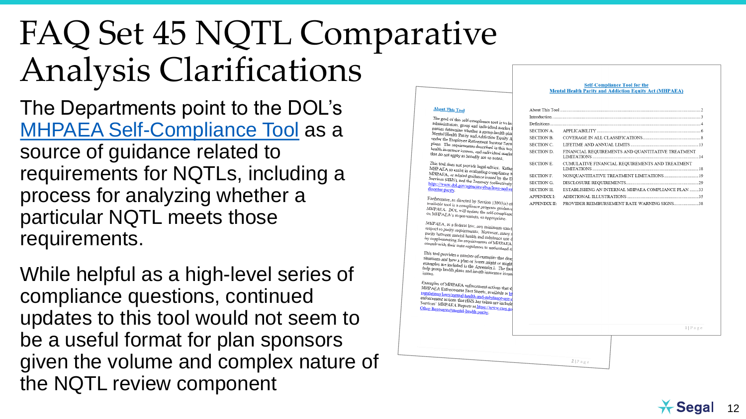# FAQ Set 45 NQTL Comparative Analysis Clarifications

The Departments point to the DOL's MHPAEA Self-Compliance Tool as a source of guidance related to requirements for NQTLs, including a process for analyzing whether a particular NQTL meets those requirements.

While helpful as a high-level series of compliance questions, continued updates to this tool would not seem to be a useful format for plan sponsors given the volume and complex nature of the NQTL review component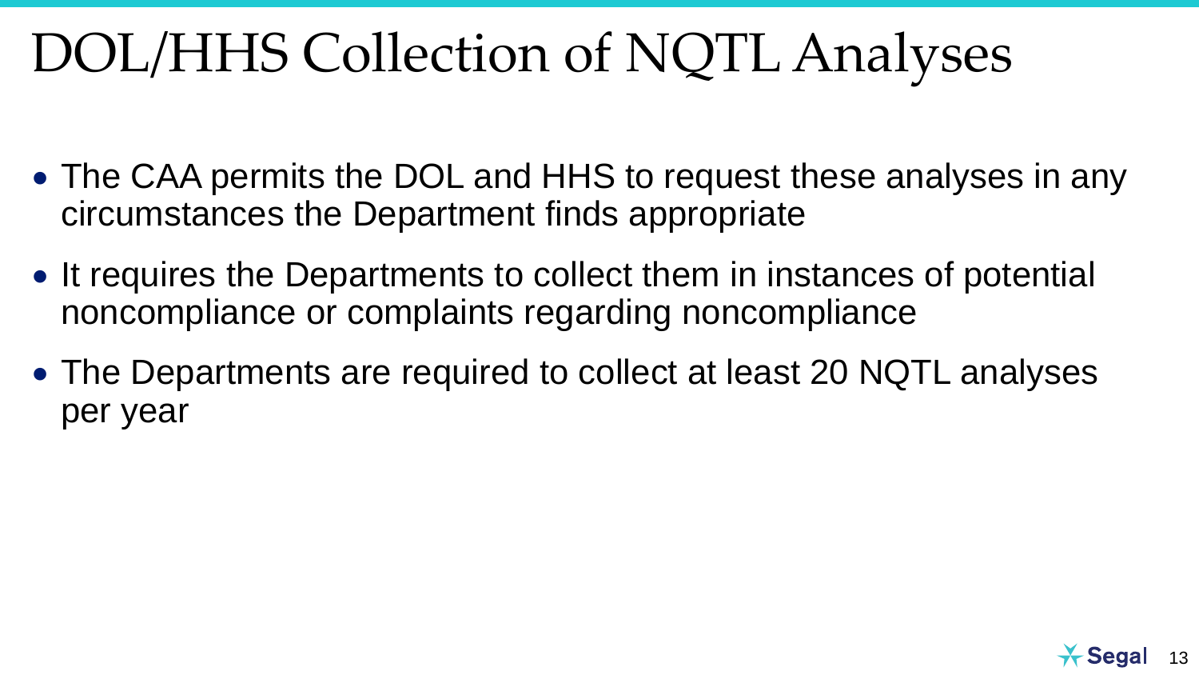# DOL/HHS Collection of NQTL Analyses

- The CAA permits the DOL and HHS to request these analyses in any circumstances the Department finds appropriate
- It requires the Departments to collect them in instances of potential noncompliance or complaints regarding noncompliance
- The Departments are required to collect at least 20 NQTL analyses per year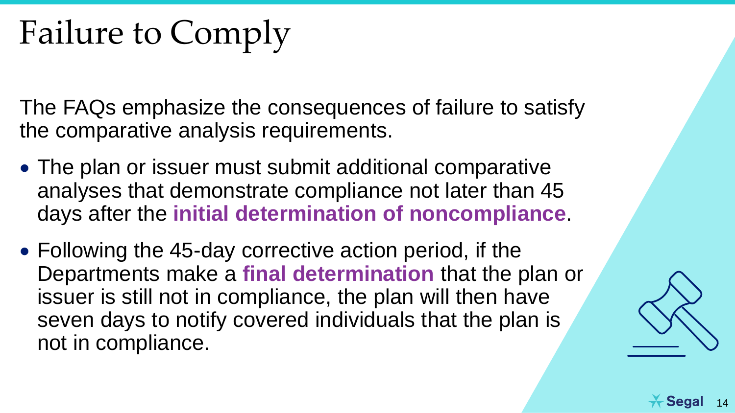# Failure to Comply

The FAQs emphasize the consequences of failure to satisfy the comparative analysis requirements.

- The plan or issuer must submit additional comparative analyses that demonstrate compliance not later than 45 days after the **initial determination of noncompliance**.
- Following the 45-day corrective action period, if the Departments make a **final determination** that the plan or issuer is still not in compliance, the plan will then have seven days to notify covered individuals that the plan is not in compliance.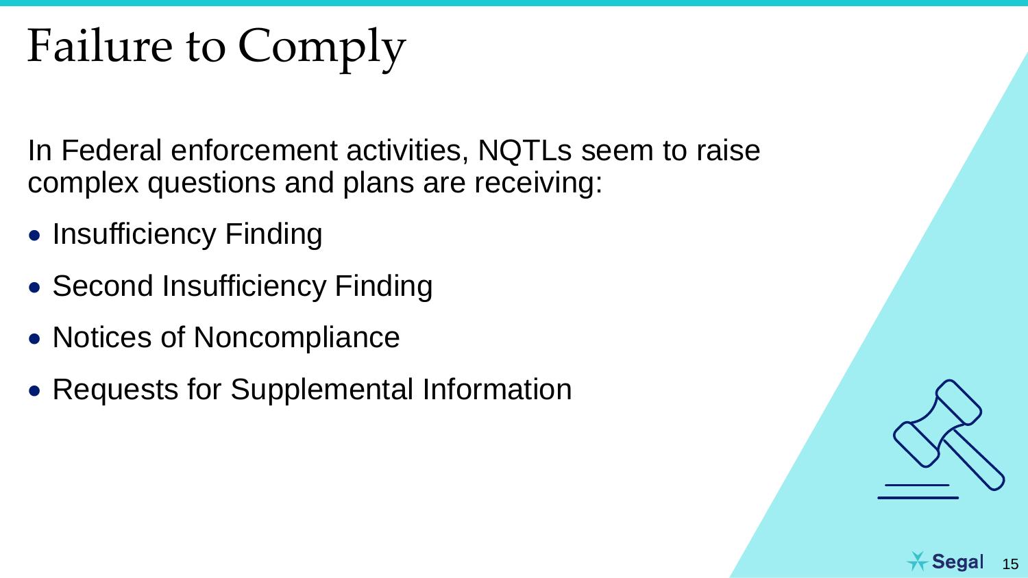# Failure to Comply

In Federal enforcement activities, NQTLs seem to raise complex questions and plans are receiving:

- Insufficiency Finding
- Second Insufficiency Finding
- Notices of Noncompliance
- Requests for Supplemental Information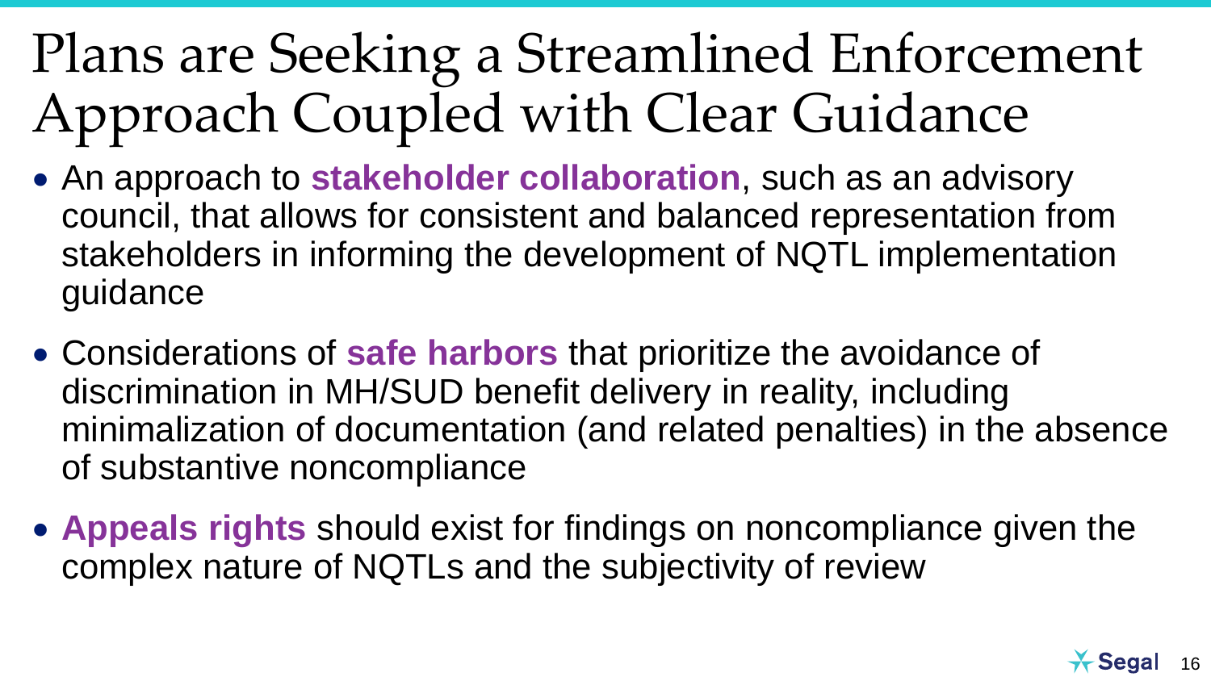# Plans are Seeking a Streamlined Enforcement Approach Coupled with Clear Guidance

- An approach to **stakeholder collaboration**, such as an advisory council, that allows for consistent and balanced representation from stakeholders in informing the development of NQTL implementation guidance
- Considerations of **safe harbors** that prioritize the avoidance of discrimination in MH/SUD benefit delivery in reality, including minimalization of documentation (and related penalties) in the absence of substantive noncompliance
- **Appeals rights** should exist for findings on noncompliance given the complex nature of NQTLs and the subjectivity of review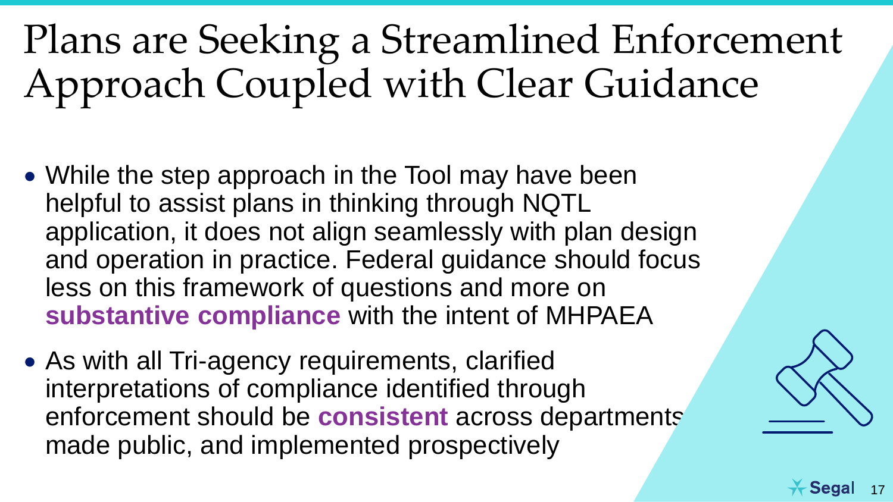# Plans are Seeking a Streamlined Enforcement Approach Coupled with Clear Guidance

- While the step approach in the Tool may have been helpful to assist plans in thinking through NQTL application, it does not align seamlessly with plan design and operation in practice. Federal guidance should focus less on this framework of questions and more on **substantive compliance** with the intent of MHPAEA
- As with all Tri-agency requirements, clarified interpretations of compliance identified through enforcement should be **consistent** across departments, made public, and implemented prospectively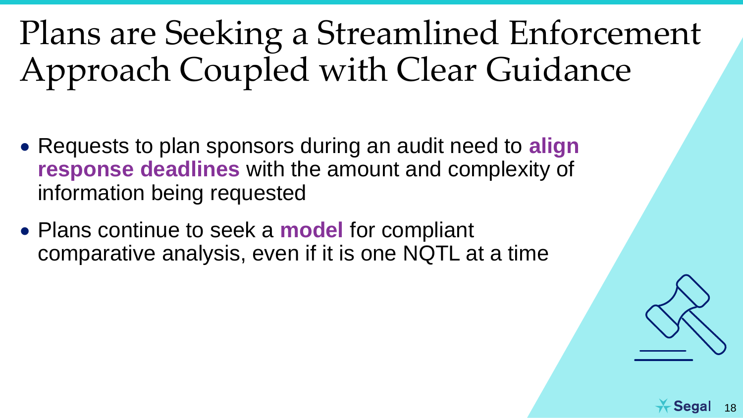# Plans are Seeking a Streamlined Enforcement Approach Coupled with Clear Guidance

- Requests to plan sponsors during an audit need to **align response deadlines** with the amount and complexity of information being requested
- Plans continue to seek a **model** for compliant comparative analysis, even if it is one NQTL at a time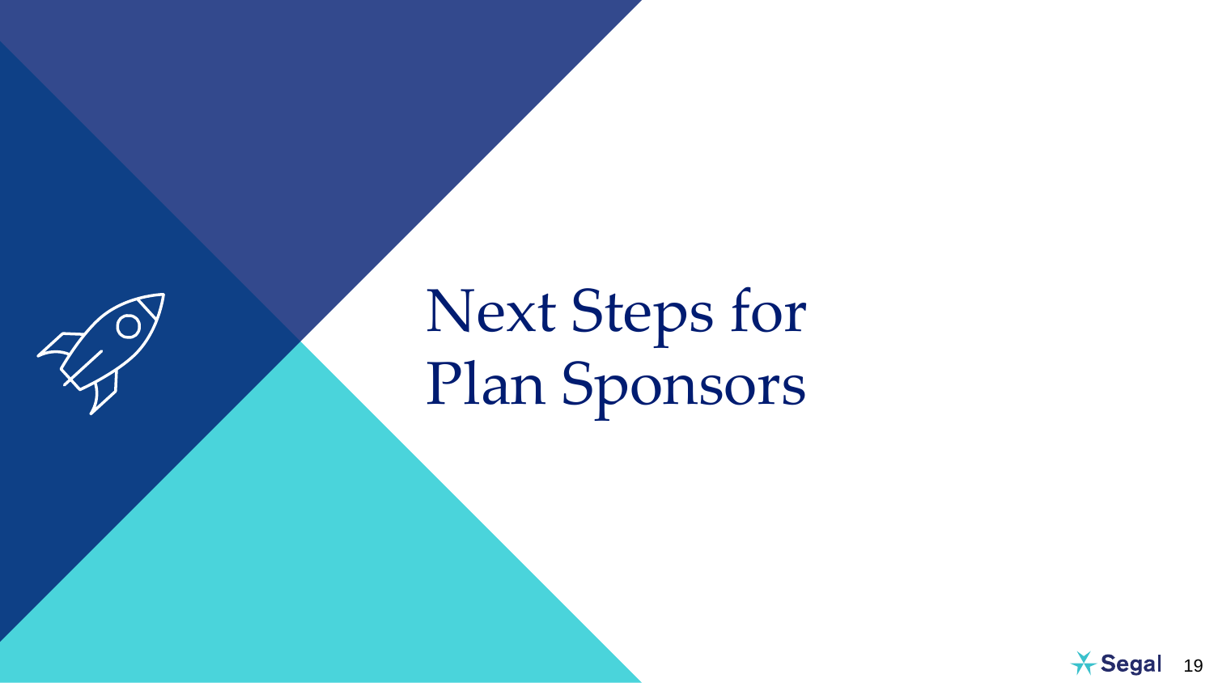# Next Steps for Plan Sponsors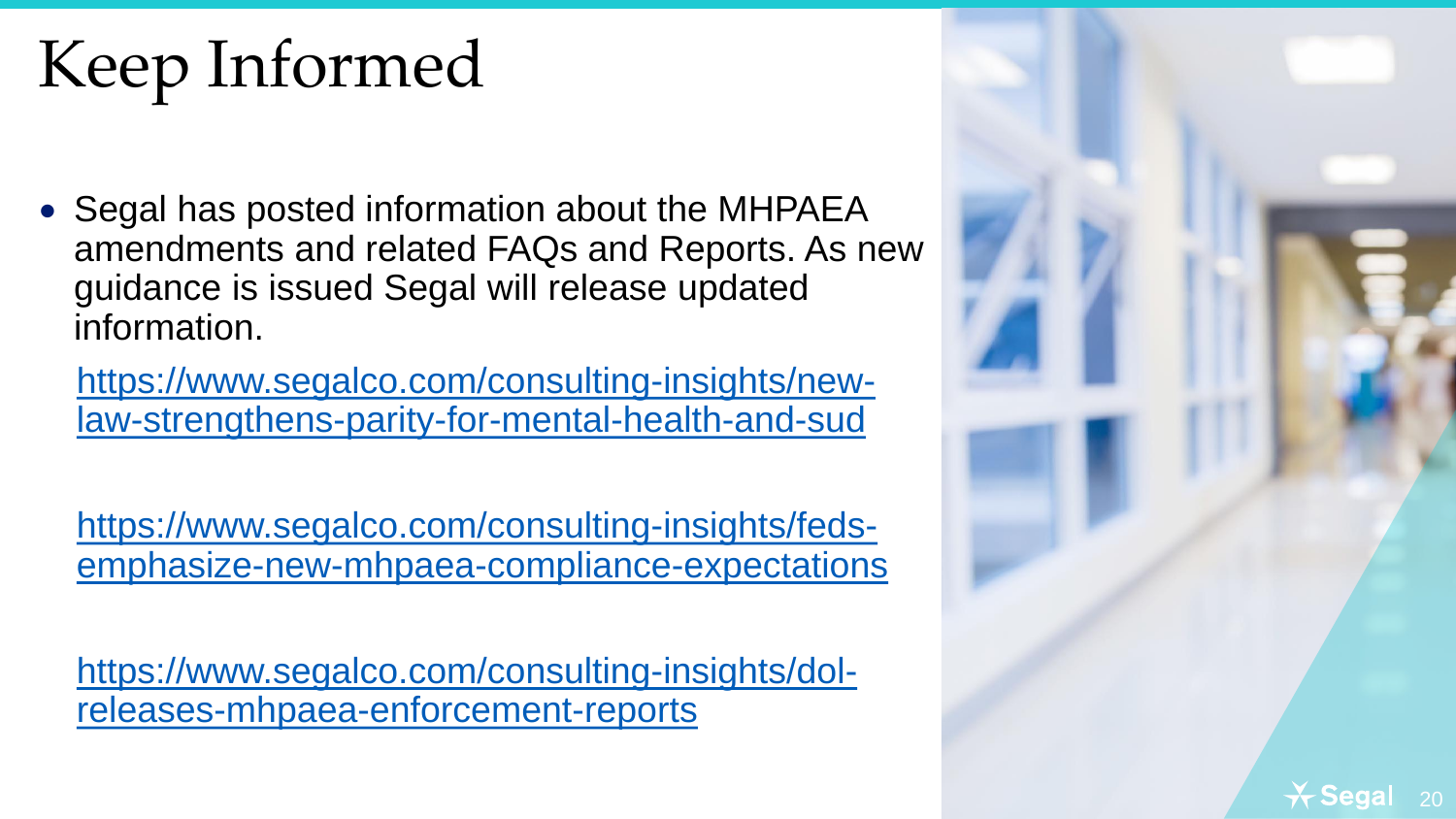# Keep Informed

- Segal has posted information about the MHPAEA amendments and related FAQs and Reports. As new guidance is issued Segal will release updated information.

  https://www.segalco.com/consulting-insights/new-law-strengthens-parity-for-mental-health-and-sud

  https://www.segalco.com/consulting-insights/feds-emphasize-new-mhpaea-compliance-expectations

  https://www.segalco.com/consulting-insights/dol-releases-mhpaea-enforcement-reports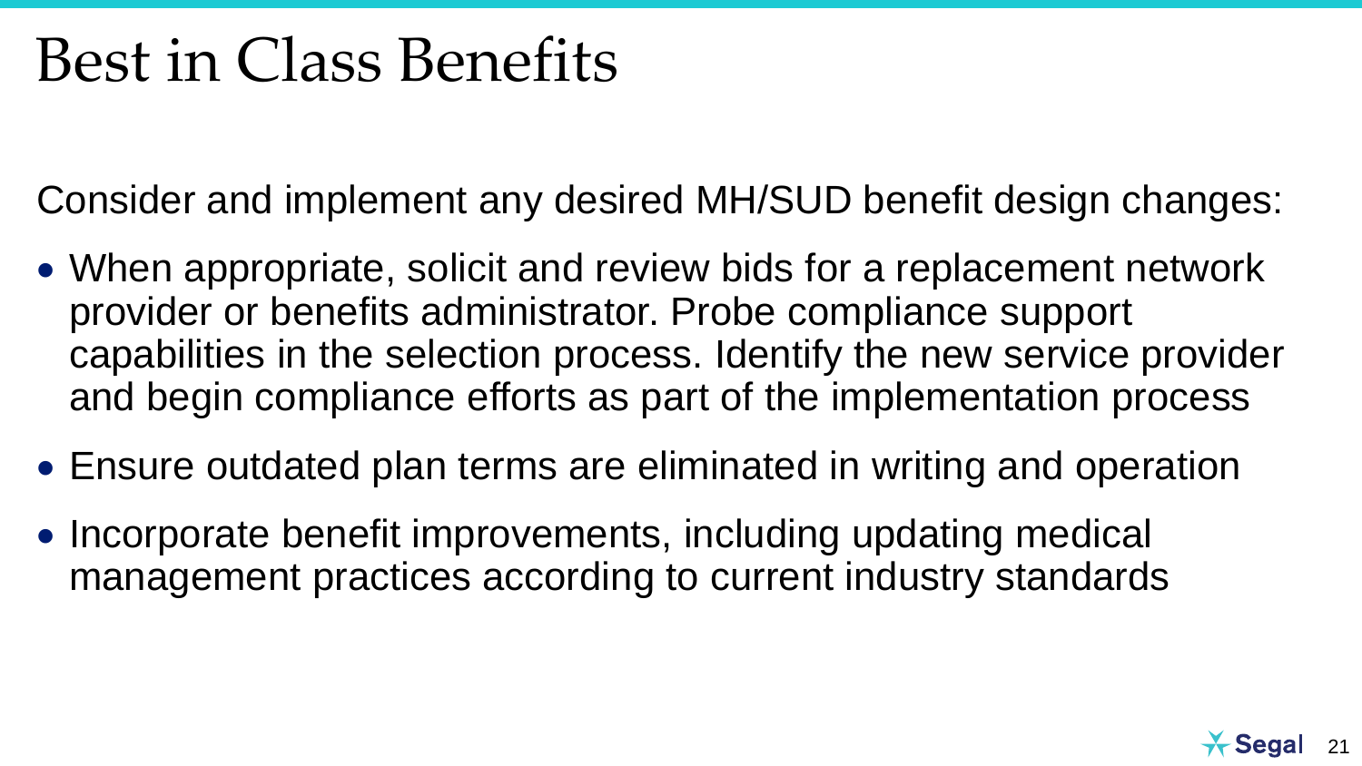# Best in Class Benefits

Consider and implement any desired MH/SUD benefit design changes:

- When appropriate, solicit and review bids for a replacement network provider or benefits administrator. Probe compliance support capabilities in the selection process. Identify the new service provider and begin compliance efforts as part of the implementation process
- Ensure outdated plan terms are eliminated in writing and operation
- Incorporate benefit improvements, including updating medical management practices according to current industry standards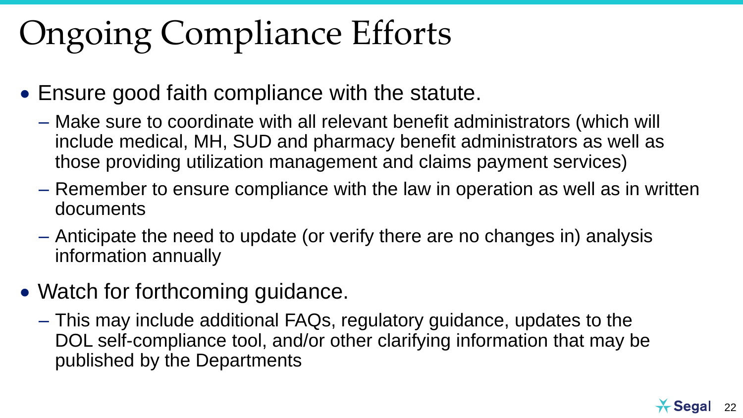# Ongoing Compliance Efforts

- Ensure good faith compliance with the statute.
  - Make sure to coordinate with all relevant benefit administrators (which will include medical, MH, SUD and pharmacy benefit administrators as well as those providing utilization management and claims payment services)
  - Remember to ensure compliance with the law in operation as well as in written documents
  - Anticipate the need to update (or verify there are no changes in) analysis information annually
- Watch for forthcoming guidance.
  - This may include additional FAQs, regulatory guidance, updates to the DOL self-compliance tool, and/or other clarifying information that may be published by the Departments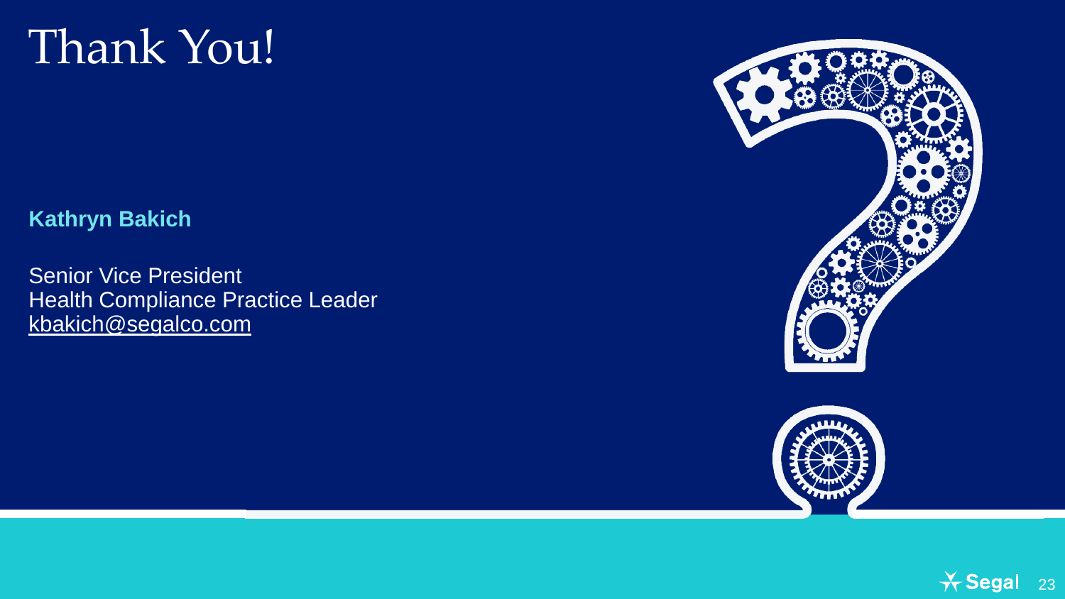# Thank You!

**Kathryn Bakich**

Senior Vice President
Health Compliance Practice Leader
kbakich@segalco.com